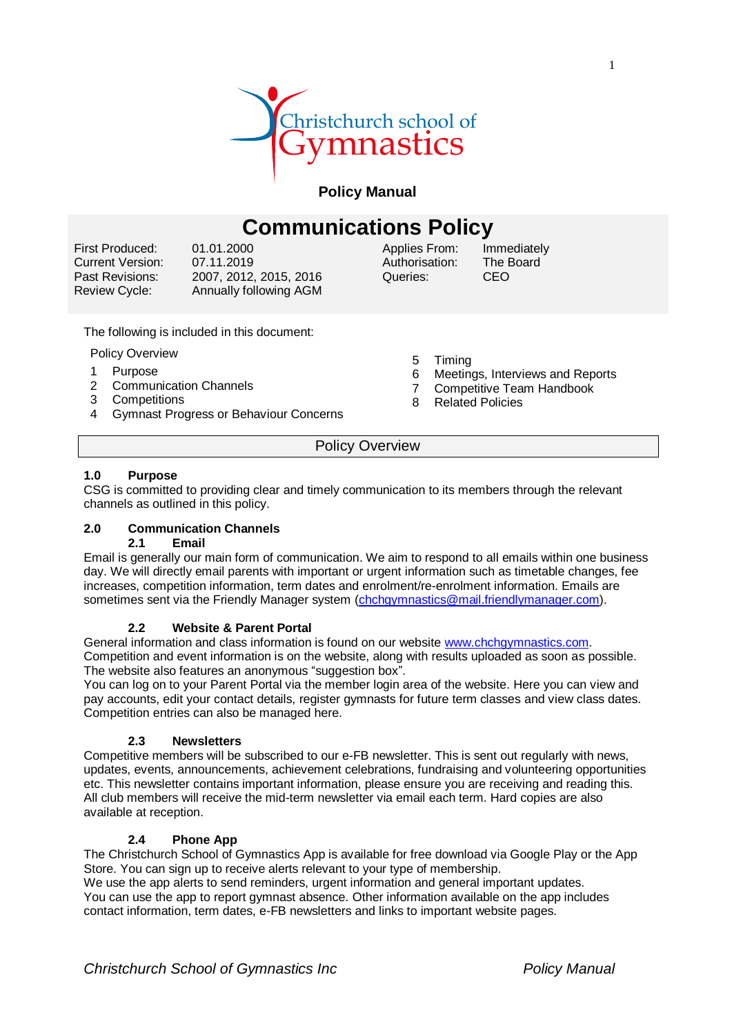Christchurch school of Gymnastics

**Policy Manual**

# Communications Policy

| First Produced: | 01.01.2000 | Applies From: | Immediately |
|---|---|---|---|
| Current Version: | 07.11.2019 | Authorisation: | The Board |
| Past Revisions: | 2007, 2012, 2015, 2016 | Queries: | CEO |
| Review Cycle: | Annually following AGM | | |

The following is included in this document:

Policy Overview

1. Purpose
2. Communication Channels
3. Competitions
4. Gymnast Progress or Behaviour Concerns
5. Timing
6. Meetings, Interviews and Reports
7. Competitive Team Handbook
8. Related Policies

## Policy Overview

### 1.0 Purpose

CSG is committed to providing clear and timely communication to its members through the relevant channels as outlined in this policy.

### 2.0 Communication Channels

#### 2.1 Email

Email is generally our main form of communication. We aim to respond to all emails within one business day. We will directly email parents with important or urgent information such as timetable changes, fee increases, competition information, term dates and enrolment/re-enrolment information. Emails are sometimes sent via the Friendly Manager system (chchgymnastics@mail.friendlymanager.com).

#### 2.2 Website & Parent Portal

General information and class information is found on our website www.chchgymnastics.com. Competition and event information is on the website, along with results uploaded as soon as possible. The website also features an anonymous "suggestion box".

You can log on to your Parent Portal via the member login area of the website. Here you can view and pay accounts, edit your contact details, register gymnasts for future term classes and view class dates. Competition entries can also be managed here.

#### 2.3 Newsletters

Competitive members will be subscribed to our e-FB newsletter. This is sent out regularly with news, updates, events, announcements, achievement celebrations, fundraising and volunteering opportunities etc. This newsletter contains important information, please ensure you are receiving and reading this. All club members will receive the mid-term newsletter via email each term. Hard copies are also available at reception.

#### 2.4 Phone App

The Christchurch School of Gymnastics App is available for free download via Google Play or the App Store. You can sign up to receive alerts relevant to your type of membership.

We use the app alerts to send reminders, urgent information and general important updates.

You can use the app to report gymnast absence. Other information available on the app includes contact information, term dates, e-FB newsletters and links to important website pages.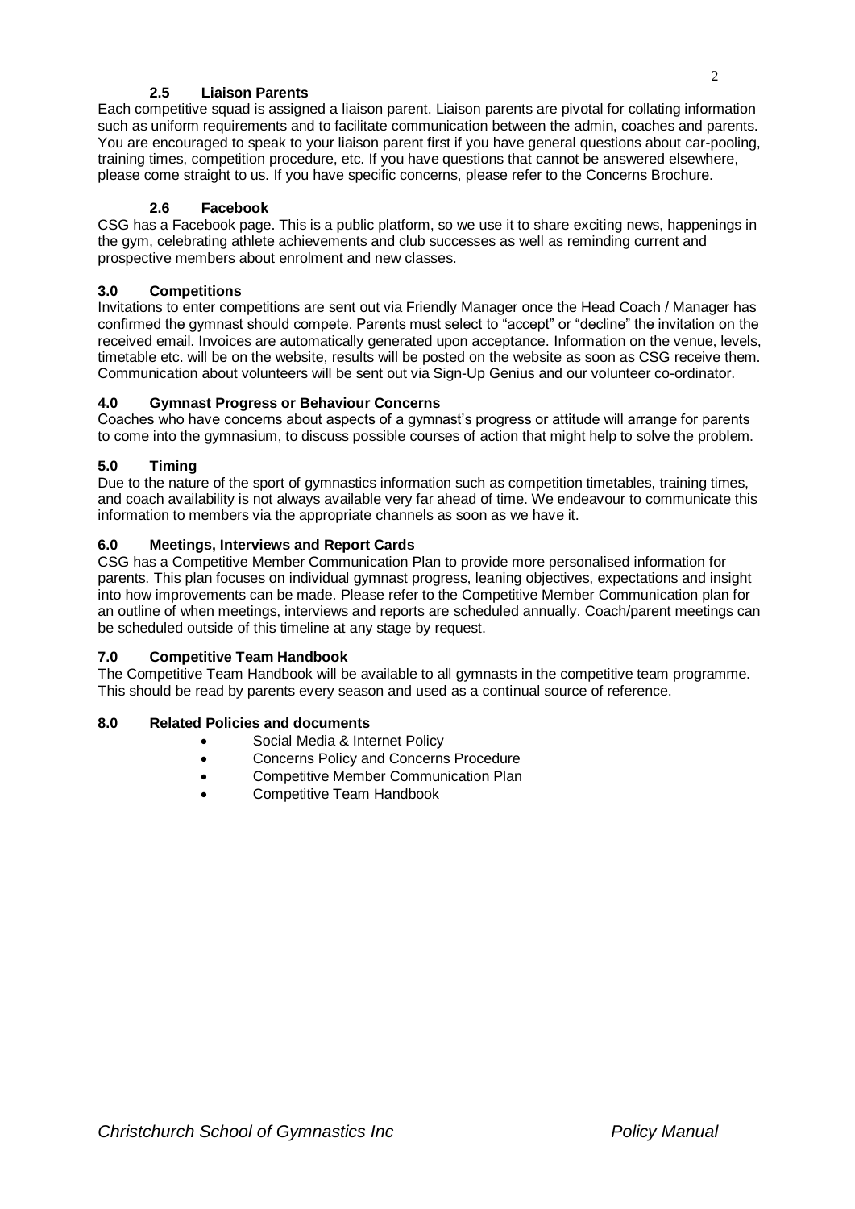### 2.5 Liaison Parents

Each competitive squad is assigned a liaison parent. Liaison parents are pivotal for collating information such as uniform requirements and to facilitate communication between the admin, coaches and parents. You are encouraged to speak to your liaison parent first if you have general questions about car-pooling, training times, competition procedure, etc. If you have questions that cannot be answered elsewhere, please come straight to us. If you have specific concerns, please refer to the Concerns Brochure.

### 2.6 Facebook

CSG has a Facebook page. This is a public platform, so we use it to share exciting news, happenings in the gym, celebrating athlete achievements and club successes as well as reminding current and prospective members about enrolment and new classes.

## 3.0 Competitions

Invitations to enter competitions are sent out via Friendly Manager once the Head Coach / Manager has confirmed the gymnast should compete. Parents must select to "accept" or "decline" the invitation on the received email. Invoices are automatically generated upon acceptance. Information on the venue, levels, timetable etc. will be on the website, results will be posted on the website as soon as CSG receive them. Communication about volunteers will be sent out via Sign-Up Genius and our volunteer co-ordinator.

## 4.0 Gymnast Progress or Behaviour Concerns

Coaches who have concerns about aspects of a gymnast's progress or attitude will arrange for parents to come into the gymnasium, to discuss possible courses of action that might help to solve the problem.

## 5.0 Timing

Due to the nature of the sport of gymnastics information such as competition timetables, training times, and coach availability is not always available very far ahead of time. We endeavour to communicate this information to members via the appropriate channels as soon as we have it.

## 6.0 Meetings, Interviews and Report Cards

CSG has a Competitive Member Communication Plan to provide more personalised information for parents. This plan focuses on individual gymnast progress, leaning objectives, expectations and insight into how improvements can be made. Please refer to the Competitive Member Communication plan for an outline of when meetings, interviews and reports are scheduled annually. Coach/parent meetings can be scheduled outside of this timeline at any stage by request.

## 7.0 Competitive Team Handbook

The Competitive Team Handbook will be available to all gymnasts in the competitive team programme. This should be read by parents every season and used as a continual source of reference.

## 8.0 Related Policies and documents

- Social Media & Internet Policy
- Concerns Policy and Concerns Procedure
- Competitive Member Communication Plan
- Competitive Team Handbook